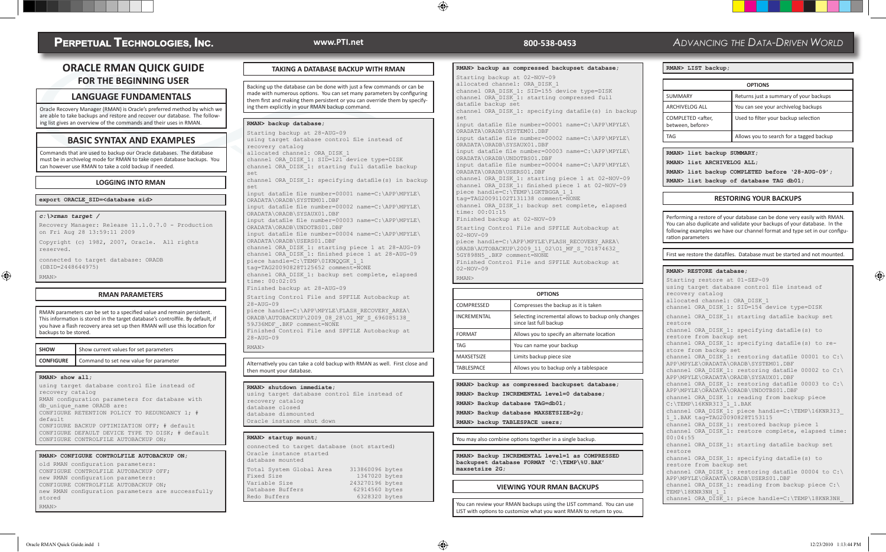# PERPETUAL TECHNOLOGIES, INC.

www.PTI.net | 800-538-0453 | ADVANCING THE DATA-DRIVEN WORLD

# ORACLE RMAN QUICK GUIDE
## FOR THE BEGINNING USER

## LANGUAGE FUNDAMENTALS

Oracle Recovery Manager (RMAN) is Oracle's preferred method by which we are able to take backups and restore and recover our database. The following list gives an overview of the commands and their uses in RMAN.

## BASIC SYNTAX AND EXAMPLES

Commands that are used to backup our Oracle databases. The database must be in archivelog mode for RMAN to take open database backups. You can however use RMAN to take a cold backup if needed.

### LOGGING INTO RMAN

```
export ORACLE_SID=<database sid>
```

```
c:\>rman target /
Recovery Manager: Release 11.1.0.7.0 - Production
on Fri Aug 28 13:59:11 2009

Copyright (c) 1982, 2007, Oracle.  All rights
reserved.

connected to target database: ORADB
(DBID=2448644975)

RMAN>
```

### RMAN PARAMETERS

RMAN parameters can be set to a specified value and remain persistent. This information is stored in the target database's controlfile. By default, if you have a flash recovery area set up then RMAN will use this location for backups to be stored.

| | |
|---|---|
| SHOW | Show current values for set parameters |
| CONFIGURE | Command to set new value for parameter |

```
RMAN> show all;
using target database control file instead of
recovery catalog
RMAN configuration parameters for database with
db_unique_name ORADB are:
CONFIGURE RETENTION POLICY TO REDUNDANCY 1; #
default
CONFIGURE BACKUP OPTIMIZATION OFF; # default
CONFIGURE DEFAULT DEVICE TYPE TO DISK; # default
CONFIGURE CONTROLFILE AUTOBACKUP ON;
```

```
RMAN> CONFIGURE CONTROLFILE AUTOBACKUP ON;
old RMAN configuration parameters:
CONFIGURE CONTROLFILE AUTOBACKUP OFF;
new RMAN configuration parameters:
CONFIGURE CONTROLFILE AUTOBACKUP ON;
new RMAN configuration parameters are successfully
stored
RMAN>
```

### TAKING A DATABASE BACKUP WITH RMAN

Backing up the database can be done with just a few commands or can be made with numerous options. You can set many parameters by configuring them first and making them persistent or you can override them by specifying them explicitly in your RMAN backup command.

```
RMAN> backup database;
Starting backup at 28-AUG-09
using target database control file instead of
recovery catalog
allocated channel: ORA_DISK_1
channel ORA_DISK_1: SID=121 device type=DISK
channel ORA_DISK_1: starting full datafile backup
set
channel ORA_DISK_1: specifying datafile(s) in backup
set
input datafile file number=00001 name=C:\APP\MPYLE\
ORADATA\ORADB\SYSTEM01.DBF
input datafile file number=00002 name=C:\APP\MPYLE\
ORADATA\ORADB\SYSAUX01.DBF
input datafile file number=00003 name=C:\APP\MPYLE\
ORADATA\ORADB\UNDOTBS01.DBF
input datafile file number=00004 name=C:\APP\MPYLE\
ORADATA\ORADB\USERS01.DBF
channel ORA_DISK_1: starting piece 1 at 28-AUG-09
channel ORA_DISK_1: finished piece 1 at 28-AUG-09
piece handle=C:\TEMP\0IKNQQGK_1_1
tag=TAG20090828T125652 comment=NONE
channel ORA_DISK_1: backup set complete, elapsed
time: 00:02:05
Finished backup at 28-AUG-09
Starting Control File and SPFILE Autobackup at
28-AUG-09
piece handle=C:\APP\MPYLE\FLASH_RECOVERY_AREA\
ORADB\AUTOBACKUP\2009_08_28\O1_MF_S_696085138_
59J36MDF_.BKP comment=NONE
Finished Control File and SPFILE Autobackup at
28-AUG-09
RMAN>
```

Alternatively you can take a cold backup with RMAN as well. First close and then mount your database.

```
RMAN> shutdown immediate;
using target database control file instead of
recovery catalog
database closed
database dismounted
Oracle instance shut down
```

```
RMAN> startup mount;
connected to target database (not started)
Oracle instance started
database mounted
Total System Global Area     313860096 bytes
Fixed Size                     1347020 bytes
Variable Size                243270196 bytes
Database Buffers              62914560 bytes
Redo Buffers                   6328320 bytes
```

```
RMAN> backup as compressed backupset database;
Starting backup at 02-NOV-09
allocated channel: ORA_DISK_1
channel ORA_DISK_1: SID=155 device type=DISK
channel ORA_DISK_1: starting compressed full
datafile backup set
channel ORA_DISK_1: specifying datafile(s) in backup
set
input datafile file number=00001 name=C:\APP\MPYLE\
ORADATA\ORADB\SYSTEM01.DBF
input datafile file number=00002 name=C:\APP\MPYLE\
ORADATA\ORADB\SYSAUX01.DBF
input datafile file number=00003 name=C:\APP\MPYLE\
ORADATA\ORADB\UNDOTBS01.DBF
input datafile file number=00004 name=C:\APP\MPYLE\
ORADATA\ORADB\USERS01.DBF
channel ORA_DISK_1: starting piece 1 at 02-NOV-09
channel ORA_DISK_1: finished piece 1 at 02-NOV-09
piece handle=C:\TEMP\1GKTBGGA_1_1
tag=TAG20091102T131138 comment=NONE
channel ORA_DISK_1: backup set complete, elapsed
time: 00:01:15
Finished backup at 02-NOV-09
Starting Control File and SPFILE Autobackup at
02-NOV-09
piece handle=C:\APP\MPYLE\FLASH_RECOVERY_AREA\
ORADB\AUTOBACKUP\2009_11_02\O1_MF_S_701874632_
5GY898N5_.BKP comment=NONE
Finished Control File and SPFILE Autobackup at
02-NOV-09
RMAN>
```

| OPTIONS | |
|---|---|
| COMPRESSED | Compresses the backup as it is taken |
| INCREMENTAL | Selecting incremental allows to backup only changes since last full backup |
| FORMAT | Allows you to specify an alternate location |
| TAG | You can name your backup |
| MAXSETSIZE | Limits backup piece size |
| TABLESPACE | Allows you to backup only a tablespace |

```
RMAN> backup as compressed backupset database;
RMAN> Backup INCREMENTAL level=0 database;
RMAN> Backup database TAG=db01;
RMAN> Backup database MAXSETSIZE=2g;
RMAN> backup TABLESPACE users;
```

You may also combine options together in a single backup.

```
RMAN> Backup INCREMENTAL level=1 as COMPRESSED
backupset database FORMAT 'C:\TEMP\%U.BAK'
maxsetsize 2G;
```

### VIEWING YOUR RMAN BACKUPS

You can review your RMAN backups using the LIST command. You can use LIST with options to customize what you want RMAN to return to you.

```
RMAN> LIST backup;
```

| OPTIONS | |
|---|---|
| SUMMARY | Returns just a summary of your backups |
| ARCHIVELOG ALL | You can see your archivelog backups |
| COMPLETED <after, between, before> | Used to filter your backup selection |
| TAG | Allows you to search for a tagged backup |

```
RMAN> list backup SUMMARY;
RMAN> list ARCHIVELOG ALL;
RMAN> list backup COMPLETED before '28-AUG-09';
RMAN> list backup of database TAG db01;
```

### RESTORING YOUR BACKUPS

Performing a restore of your database can be done very easily with RMAN. You can also duplicate and validate your backups of your database. In the following examples we have our channel format and type set in our configuration parameters

First we restore the datafiles. Database must be started and not mounted.

```
RMAN> RESTORE database;
Starting restore at 01-SEP-09
using target database control file instead of
recovery catalog
allocated channel: ORA_DISK_1
channel ORA_DISK_1: SID=154 device type=DISK
channel ORA_DISK_1: starting datafile backup set
restore
channel ORA_DISK_1: specifying datafile(s) to
restore from backup set
channel ORA_DISK_1: specifying datafile(s) to re-
store from backup set
channel ORA_DISK_1: restoring datafile 00001 to C:\
APP\MPYLE\ORADATA\ORADB\SYSTEM01.DBF
channel ORA_DISK_1: restoring datafile 00002 to C:\
APP\MPYLE\ORADATA\ORADB\SYSAUX01.DBF
channel ORA_DISK_1: restoring datafile 00003 to C:\
APP\MPYLE\ORADATA\ORADB\UNDOTBS01.DBF
channel ORA_DISK_1: reading from backup piece
C:\TEMP\16KNR3I3_1_1.BAK
channel ORA_DISK_1: piece handle=C:\TEMP\16KNR3I3_
1_1.BAK tag=TAG20090828T153115
channel ORA_DISK_1: restored backup piece 1
channel ORA_DISK_1: restore complete, elapsed time:
00:04:55
channel ORA_DISK_1: starting datafile backup set
restore
channel ORA_DISK_1: specifying datafile(s) to
restore from backup set
channel ORA_DISK_1: restoring datafile 00004 to C:\
APP\MPYLE\ORADATA\ORADB\USERS01.DBF
channel ORA_DISK_1: reading from backup piece C:\
TEMP\18KNR3NH_1_1
channel ORA_DISK_1: piece handle=C:\TEMP\18KNR3NH_
```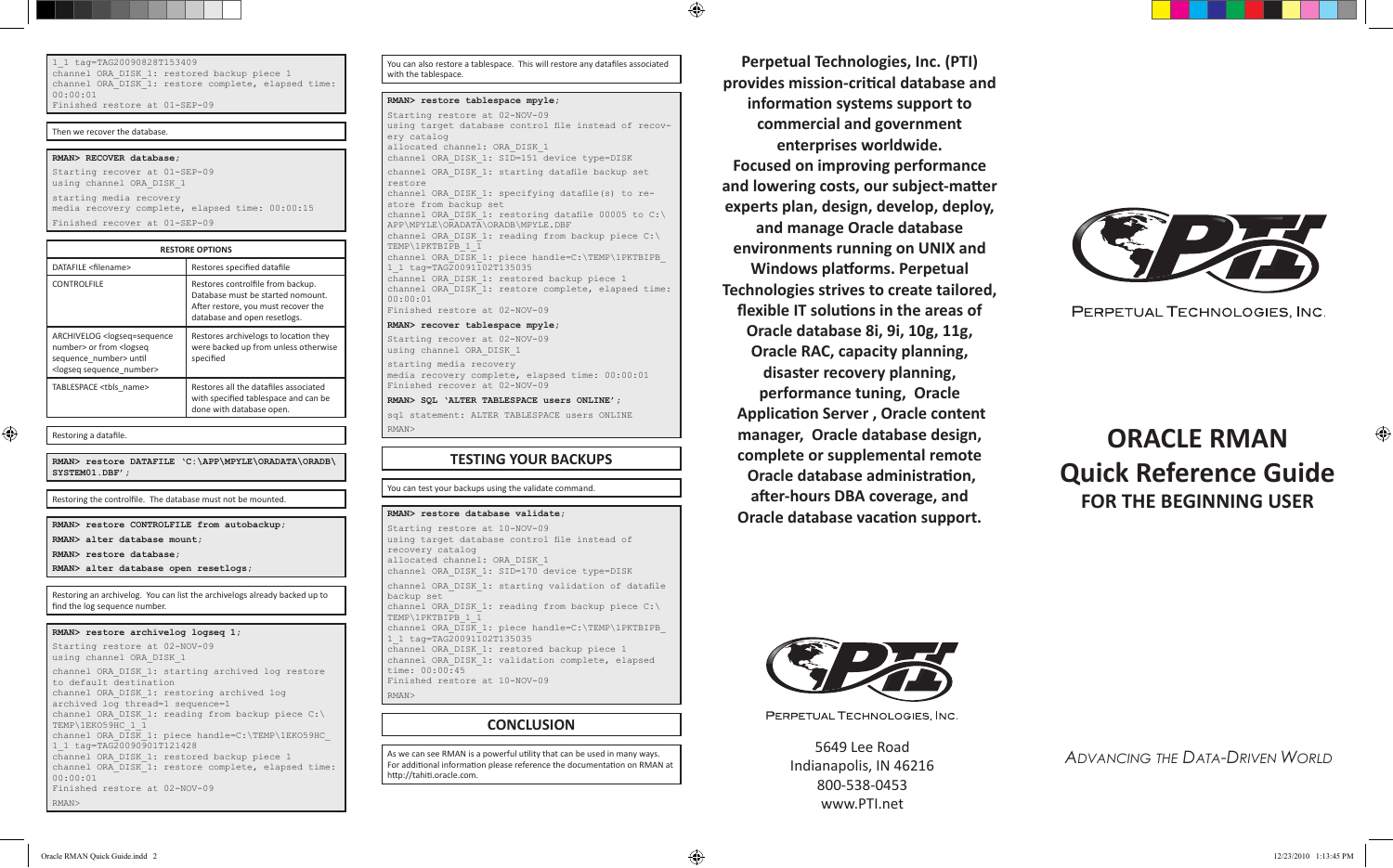```
1_1 tag=TAG20090828T153409
channel ORA_DISK_1: restored backup piece 1
channel ORA_DISK_1: restore complete, elapsed time: 00:00:01
Finished restore at 01-SEP-09
```

Then we recover the database.

```
RMAN> RECOVER database;
Starting recover at 01-SEP-09
using channel ORA_DISK_1
starting media recovery
media recovery complete, elapsed time: 00:00:15
Finished recover at 01-SEP-09
```

| RESTORE OPTIONS | |
|---|---|
| DATAFILE <filename> | Restores specified datafile |
| CONTROLFILE | Restores controlfile from backup. Database must be started nomount. After restore, you must recover the database and open resetlogs. |
| ARCHIVELOG <logseq=sequence number> or from <logseq sequence_number> until <logseq sequence_number> | Restores archivelogs to location they were backed up from unless otherwise specified |
| TABLESPACE <tbls_name> | Restores all the datafiles associated with specified tablespace and can be done with database open. |

Restoring a datafile.

```
RMAN> restore DATAFILE 'C:\APP\MPYLE\ORADATA\ORADB\SYSTEM01.DBF';
```

Restoring the controlfile. The database must not be mounted.

```
RMAN> restore CONTROLFILE from autobackup;
RMAN> alter database mount;
RMAN> restore database;
RMAN> alter database open resetlogs;
```

Restoring an archivelog. You can list the archivelogs already backed up to find the log sequence number.

```
RMAN> restore archivelog logseq 1;
Starting restore at 02-NOV-09
using channel ORA_DISK_1
channel ORA_DISK_1: starting archived log restore to default destination
channel ORA_DISK_1: restoring archived log
archived log thread=1 sequence=1
channel ORA_DISK_1: reading from backup piece C:\TEMP\1EKO59HC_1_1
channel ORA_DISK_1: piece handle=C:\TEMP\1EKO59HC_1_1 tag=TAG20090901T121428
channel ORA_DISK_1: restored backup piece 1
channel ORA_DISK_1: restore complete, elapsed time: 00:00:01
Finished restore at 02-NOV-09
RMAN>
```

You can also restore a tablespace. This will restore any datafiles associated with the tablespace.

```
RMAN> restore tablespace mpyle;
Starting restore at 02-NOV-09
using target database control file instead of recovery catalog
allocated channel: ORA_DISK_1
channel ORA_DISK_1: SID=151 device type=DISK
channel ORA_DISK_1: starting datafile backup set restore
channel ORA_DISK_1: specifying datafile(s) to restore from backup set
channel ORA_DISK_1: restoring datafile 00005 to C:\APP\MPYLE\ORADATA\ORADB\MPYLE.DBF
channel ORA_DISK_1: reading from backup piece C:\TEMP\1PKTBIPB_1_1
channel ORA_DISK_1: piece handle=C:\TEMP\1PKTBIPB_1_1 tag=TAG20091102T135035
channel ORA_DISK_1: restored backup piece 1
channel ORA_DISK_1: restore complete, elapsed time: 00:00:01
Finished restore at 02-NOV-09
RMAN> recover tablespace mpyle;
Starting recover at 02-NOV-09
using channel ORA_DISK_1
starting media recovery
media recovery complete, elapsed time: 00:00:01
Finished recover at 02-NOV-09
RMAN> SQL 'ALTER TABLESPACE users ONLINE';
sql statement: ALTER TABLESPACE users ONLINE
RMAN>
```

## TESTING YOUR BACKUPS

You can test your backups using the validate command.

```
RMAN> restore database validate;
Starting restore at 10-NOV-09
using target database control file instead of recovery catalog
allocated channel: ORA_DISK_1
channel ORA_DISK_1: SID=170 device type=DISK
channel ORA_DISK_1: starting validation of datafile backup set
channel ORA_DISK_1: reading from backup piece C:\TEMP\1PKTBIPB_1_1
channel ORA_DISK_1: piece handle=C:\TEMP\1PKTBIPB_1_1 tag=TAG20091102T135035
channel ORA_DISK_1: restored backup piece 1
channel ORA_DISK_1: validation complete, elapsed time: 00:00:45
Finished restore at 10-NOV-09
RMAN>
```

## CONCLUSION

As we can see RMAN is a powerful utility that can be used in many ways. For additional information please reference the documentation on RMAN at http://tahiti.oracle.com.

**Perpetual Technologies, Inc. (PTI) provides mission-critical database and information systems support to commercial and government enterprises worldwide. Focused on improving performance and lowering costs, our subject-matter experts plan, design, develop, deploy, and manage Oracle database environments running on UNIX and Windows platforms. Perpetual Technologies strives to create tailored, flexible IT solutions in the areas of Oracle database 8i, 9i, 10g, 11g, Oracle RAC, capacity planning, disaster recovery planning, performance tuning, Oracle Application Server, Oracle content manager, Oracle database design, complete or supplemental remote Oracle database administration, after-hours DBA coverage, and Oracle database vacation support.**

PERPETUAL TECHNOLOGIES, INC.

5649 Lee Road
Indianapolis, IN 46216
800-538-0453
www.PTI.net

PERPETUAL TECHNOLOGIES, INC.

# ORACLE RMAN Quick Reference Guide

## FOR THE BEGINNING USER

*ADVANCING THE DATA-DRIVEN WORLD*